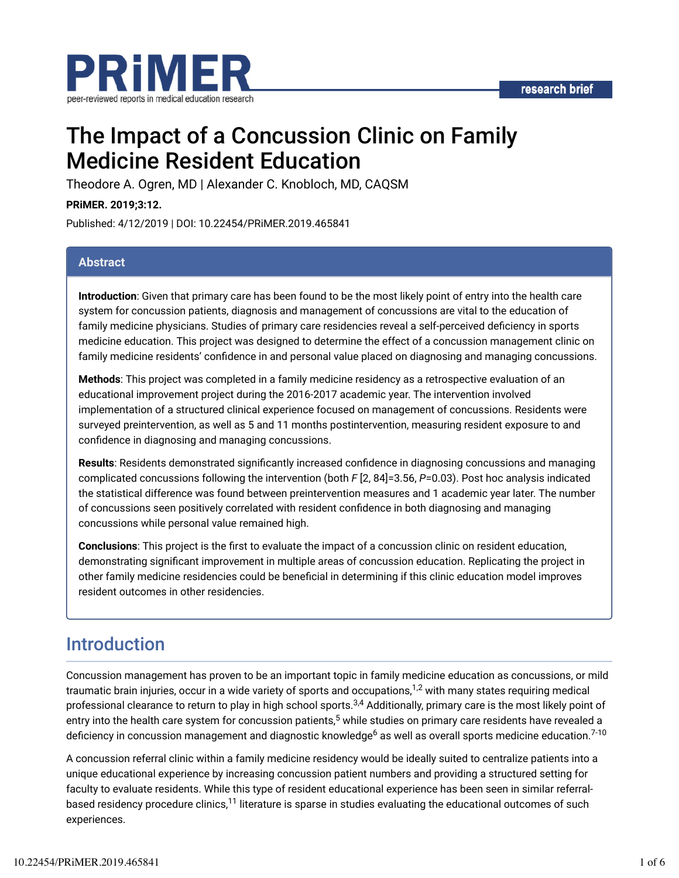# The Impact of a Concussion Clinic on Family Medicine Resident Education

Theodore A. Ogren, MD | Alexander C. Knobloch, MD, CAQSM

**PRiMER. 2019;3:12.**

Published: 4/12/2019 | DOI: 10.22454/PRiMER.2019.465841

## Abstract

**Introduction**: Given that primary care has been found to be the most likely point of entry into the health care system for concussion patients, diagnosis and management of concussions are vital to the education of family medicine physicians. Studies of primary care residencies reveal a self-perceived deficiency in sports medicine education. This project was designed to determine the effect of a concussion management clinic on family medicine residents' confidence in and personal value placed on diagnosing and managing concussions.

**Methods**: This project was completed in a family medicine residency as a retrospective evaluation of an educational improvement project during the 2016-2017 academic year. The intervention involved implementation of a structured clinical experience focused on management of concussions. Residents were surveyed preintervention, as well as 5 and 11 months postintervention, measuring resident exposure to and confidence in diagnosing and managing concussions.

**Results**: Residents demonstrated significantly increased confidence in diagnosing concussions and managing complicated concussions following the intervention (both $F$ [2, 84]=3.56, $P$=0.03). Post hoc analysis indicated the statistical difference was found between preintervention measures and 1 academic year later. The number of concussions seen positively correlated with resident confidence in both diagnosing and managing concussions while personal value remained high.

**Conclusions**: This project is the first to evaluate the impact of a concussion clinic on resident education, demonstrating significant improvement in multiple areas of concussion education. Replicating the project in other family medicine residencies could be beneficial in determining if this clinic education model improves resident outcomes in other residencies.

## Introduction

Concussion management has proven to be an important topic in family medicine education as concussions, or mild traumatic brain injuries, occur in a wide variety of sports and occupations,[1,2] with many states requiring medical professional clearance to return to play in high school sports.[3,4] Additionally, primary care is the most likely point of entry into the health care system for concussion patients,[5] while studies on primary care residents have revealed a deficiency in concussion management and diagnostic knowledge[6] as well as overall sports medicine education.[7-10]

A concussion referral clinic within a family medicine residency would be ideally suited to centralize patients into a unique educational experience by increasing concussion patient numbers and providing a structured setting for faculty to evaluate residents. While this type of resident educational experience has been seen in similar referral-based residency procedure clinics,[11] literature is sparse in studies evaluating the educational outcomes of such experiences.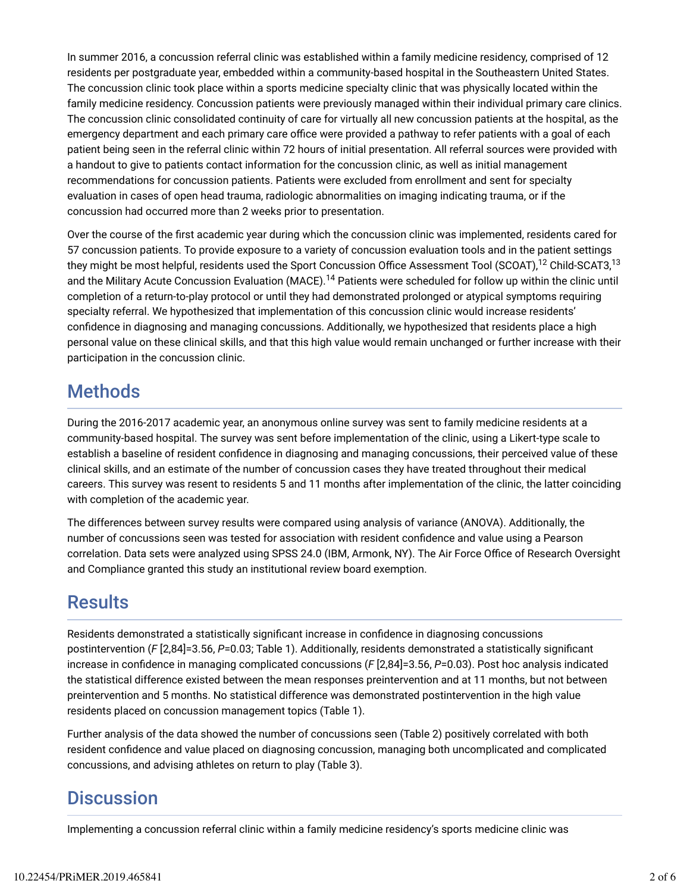In summer 2016, a concussion referral clinic was established within a family medicine residency, comprised of 12 residents per postgraduate year, embedded within a community-based hospital in the Southeastern United States. The concussion clinic took place within a sports medicine specialty clinic that was physically located within the family medicine residency. Concussion patients were previously managed within their individual primary care clinics. The concussion clinic consolidated continuity of care for virtually all new concussion patients at the hospital, as the emergency department and each primary care office were provided a pathway to refer patients with a goal of each patient being seen in the referral clinic within 72 hours of initial presentation. All referral sources were provided with a handout to give to patients contact information for the concussion clinic, as well as initial management recommendations for concussion patients. Patients were excluded from enrollment and sent for specialty evaluation in cases of open head trauma, radiologic abnormalities on imaging indicating trauma, or if the concussion had occurred more than 2 weeks prior to presentation.

Over the course of the first academic year during which the concussion clinic was implemented, residents cared for 57 concussion patients. To provide exposure to a variety of concussion evaluation tools and in the patient settings they might be most helpful, residents used the Sport Concussion Office Assessment Tool (SCOAT),[12] Child-SCAT3,[13] and the Military Acute Concussion Evaluation (MACE).[14] Patients were scheduled for follow up within the clinic until completion of a return-to-play protocol or until they had demonstrated prolonged or atypical symptoms requiring specialty referral. We hypothesized that implementation of this concussion clinic would increase residents' confidence in diagnosing and managing concussions. Additionally, we hypothesized that residents place a high personal value on these clinical skills, and that this high value would remain unchanged or further increase with their participation in the concussion clinic.

## Methods

During the 2016-2017 academic year, an anonymous online survey was sent to family medicine residents at a community-based hospital. The survey was sent before implementation of the clinic, using a Likert-type scale to establish a baseline of resident confidence in diagnosing and managing concussions, their perceived value of these clinical skills, and an estimate of the number of concussion cases they have treated throughout their medical careers. This survey was resent to residents 5 and 11 months after implementation of the clinic, the latter coinciding with completion of the academic year.

The differences between survey results were compared using analysis of variance (ANOVA). Additionally, the number of concussions seen was tested for association with resident confidence and value using a Pearson correlation. Data sets were analyzed using SPSS 24.0 (IBM, Armonk, NY). The Air Force Office of Research Oversight and Compliance granted this study an institutional review board exemption.

## Results

Residents demonstrated a statistically significant increase in confidence in diagnosing concussions postintervention ($F$ [2,84]=3.56, $P$=0.03; Table 1). Additionally, residents demonstrated a statistically significant increase in confidence in managing complicated concussions ($F$ [2,84]=3.56, $P$=0.03). Post hoc analysis indicated the statistical difference existed between the mean responses preintervention and at 11 months, but not between preintervention and 5 months. No statistical difference was demonstrated postintervention in the high value residents placed on concussion management topics (Table 1).

Further analysis of the data showed the number of concussions seen (Table 2) positively correlated with both resident confidence and value placed on diagnosing concussion, managing both uncomplicated and complicated concussions, and advising athletes on return to play (Table 3).

## Discussion

Implementing a concussion referral clinic within a family medicine residency's sports medicine clinic was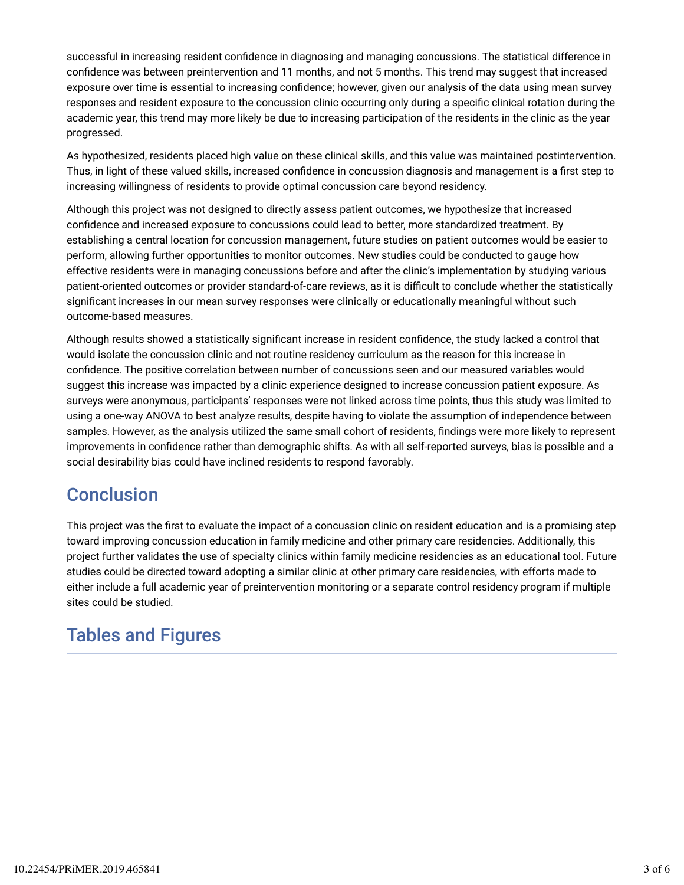successful in increasing resident confidence in diagnosing and managing concussions. The statistical difference in confidence was between preintervention and 11 months, and not 5 months. This trend may suggest that increased exposure over time is essential to increasing confidence; however, given our analysis of the data using mean survey responses and resident exposure to the concussion clinic occurring only during a specific clinical rotation during the academic year, this trend may more likely be due to increasing participation of the residents in the clinic as the year progressed.

As hypothesized, residents placed high value on these clinical skills, and this value was maintained postintervention. Thus, in light of these valued skills, increased confidence in concussion diagnosis and management is a first step to increasing willingness of residents to provide optimal concussion care beyond residency.

Although this project was not designed to directly assess patient outcomes, we hypothesize that increased confidence and increased exposure to concussions could lead to better, more standardized treatment. By establishing a central location for concussion management, future studies on patient outcomes would be easier to perform, allowing further opportunities to monitor outcomes. New studies could be conducted to gauge how effective residents were in managing concussions before and after the clinic's implementation by studying various patient-oriented outcomes or provider standard-of-care reviews, as it is difficult to conclude whether the statistically significant increases in our mean survey responses were clinically or educationally meaningful without such outcome-based measures.

Although results showed a statistically significant increase in resident confidence, the study lacked a control that would isolate the concussion clinic and not routine residency curriculum as the reason for this increase in confidence. The positive correlation between number of concussions seen and our measured variables would suggest this increase was impacted by a clinic experience designed to increase concussion patient exposure. As surveys were anonymous, participants' responses were not linked across time points, thus this study was limited to using a one-way ANOVA to best analyze results, despite having to violate the assumption of independence between samples. However, as the analysis utilized the same small cohort of residents, findings were more likely to represent improvements in confidence rather than demographic shifts. As with all self-reported surveys, bias is possible and a social desirability bias could have inclined residents to respond favorably.

## Conclusion

This project was the first to evaluate the impact of a concussion clinic on resident education and is a promising step toward improving concussion education in family medicine and other primary care residencies. Additionally, this project further validates the use of specialty clinics within family medicine residencies as an educational tool. Future studies could be directed toward adopting a similar clinic at other primary care residencies, with efforts made to either include a full academic year of preintervention monitoring or a separate control residency program if multiple sites could be studied.

## Tables and Figures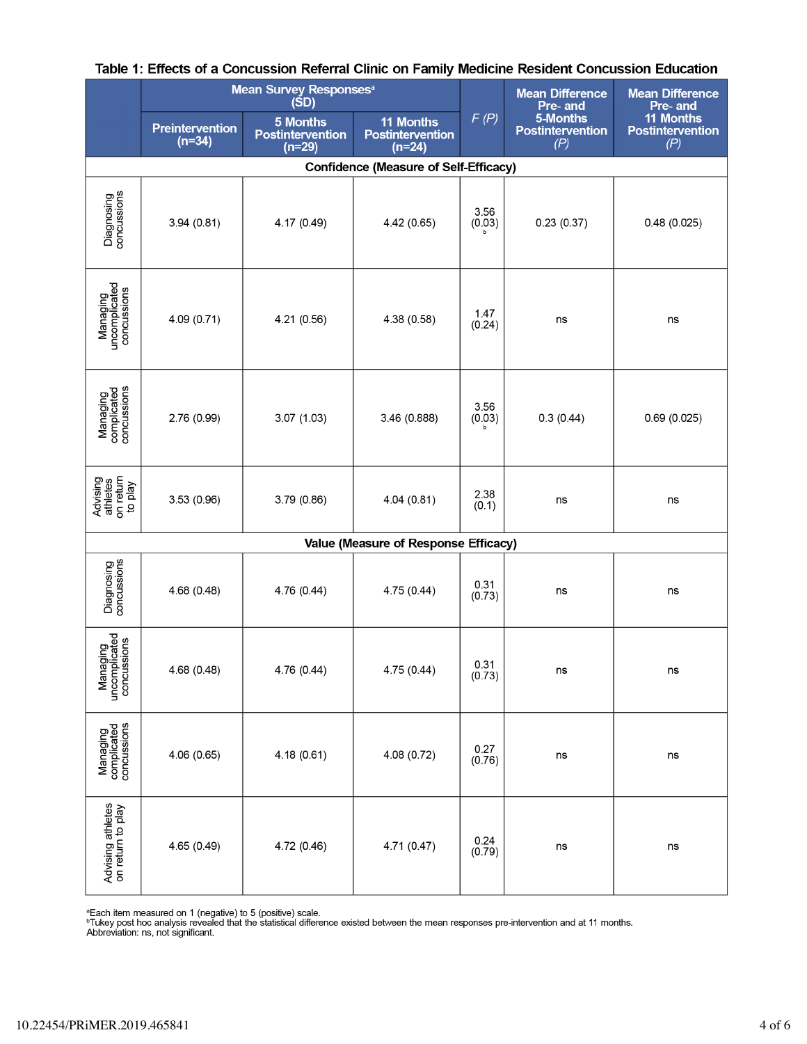**Table 1: Effects of a Concussion Referral Clinic on Family Medicine Resident Concussion Education**

| | Mean Survey Responses[a] (SD) | | | *F (P)* | Mean Difference Pre- and 5-Months Postintervention *(P)* | Mean Difference Pre- and 11 Months Postintervention *(P)* |
|---|---|---|---|---|---|---|
| | Preintervention (n=34) | 5 Months Postintervention (n=29) | 11 Months Postintervention (n=24) | | | |
| **Confidence (Measure of Self-Efficacy)** | | | | | | |
| Diagnosing concussions | 3.94 (0.81) | 4.17 (0.49) | 4.42 (0.65) | 3.56 (0.03)[b] | 0.23 (0.37) | 0.48 (0.025) |
| Managing uncomplicated concussions | 4.09 (0.71) | 4.21 (0.56) | 4.38 (0.58) | 1.47 (0.24) | ns | ns |
| Managing complicated concussions | 2.76 (0.99) | 3.07 (1.03) | 3.46 (0.888) | 3.56 (0.03)[b] | 0.3 (0.44) | 0.69 (0.025) |
| Advising athletes on return to play | 3.53 (0.96) | 3.79 (0.86) | 4.04 (0.81) | 2.38 (0.1) | ns | ns |
| **Value (Measure of Response Efficacy)** | | | | | | |
| Diagnosing concussions | 4.68 (0.48) | 4.76 (0.44) | 4.75 (0.44) | 0.31 (0.73) | ns | ns |
| Managing uncomplicated concussions | 4.68 (0.48) | 4.76 (0.44) | 4.75 (0.44) | 0.31 (0.73) | ns | ns |
| Managing complicated concussions | 4.06 (0.65) | 4.18 (0.61) | 4.08 (0.72) | 0.27 (0.76) | ns | ns |
| Advising athletes on return to play | 4.65 (0.49) | 4.72 (0.46) | 4.71 (0.47) | 0.24 (0.79) | ns | ns |

[a]Each item measured on 1 (negative) to 5 (positive) scale.
[b]Tukey post hoc analysis revealed that the statistical difference existed between the mean responses pre-intervention and at 11 months.
Abbreviation: ns, not significant.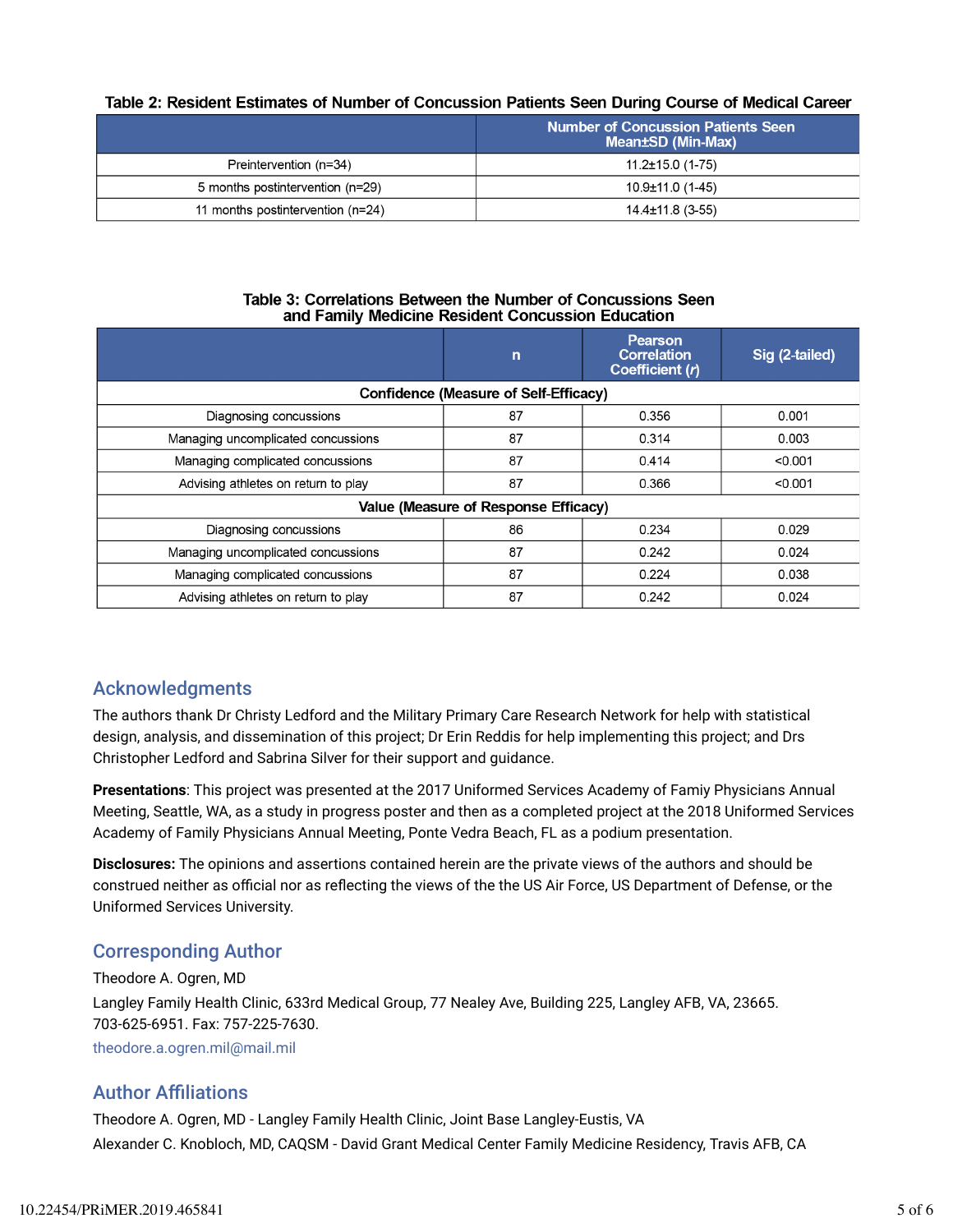**Table 2: Resident Estimates of Number of Concussion Patients Seen During Course of Medical Career**

| | Number of Concussion Patients Seen Mean±SD (Min-Max) |
|---|---|
| Preintervention (n=34) | 11.2±15.0 (1-75) |
| 5 months postintervention (n=29) | 10.9±11.0 (1-45) |
| 11 months postintervention (n=24) | 14.4±11.8 (3-55) |

**Table 3: Correlations Between the Number of Concussions Seen and Family Medicine Resident Concussion Education**

| | n | Pearson Correlation Coefficient ($r$) | Sig (2-tailed) |
|---|---|---|---|
| **Confidence (Measure of Self-Efficacy)** | | | |
| Diagnosing concussions | 87 | 0.356 | 0.001 |
| Managing uncomplicated concussions | 87 | 0.314 | 0.003 |
| Managing complicated concussions | 87 | 0.414 | <0.001 |
| Advising athletes on return to play | 87 | 0.366 | <0.001 |
| **Value (Measure of Response Efficacy)** | | | |
| Diagnosing concussions | 86 | 0.234 | 0.029 |
| Managing uncomplicated concussions | 87 | 0.242 | 0.024 |
| Managing complicated concussions | 87 | 0.224 | 0.038 |
| Advising athletes on return to play | 87 | 0.242 | 0.024 |

## Acknowledgments

The authors thank Dr Christy Ledford and the Military Primary Care Research Network for help with statistical design, analysis, and dissemination of this project; Dr Erin Reddis for help implementing this project; and Drs Christopher Ledford and Sabrina Silver for their support and guidance.

**Presentations**: This project was presented at the 2017 Uniformed Services Academy of Famiy Physicians Annual Meeting, Seattle, WA, as a study in progress poster and then as a completed project at the 2018 Uniformed Services Academy of Family Physicians Annual Meeting, Ponte Vedra Beach, FL as a podium presentation.

**Disclosures:** The opinions and assertions contained herein are the private views of the authors and should be construed neither as official nor as reflecting the views of the the US Air Force, US Department of Defense, or the Uniformed Services University.

## Corresponding Author

Theodore A. Ogren, MD

Langley Family Health Clinic, 633rd Medical Group, 77 Nealey Ave, Building 225, Langley AFB, VA, 23665. 703-625-6951. Fax: 757-225-7630.

theodore.a.ogren.mil@mail.mil

## Author Affiliations

Theodore A. Ogren, MD - Langley Family Health Clinic, Joint Base Langley-Eustis, VA

Alexander C. Knobloch, MD, CAQSM - David Grant Medical Center Family Medicine Residency, Travis AFB, CA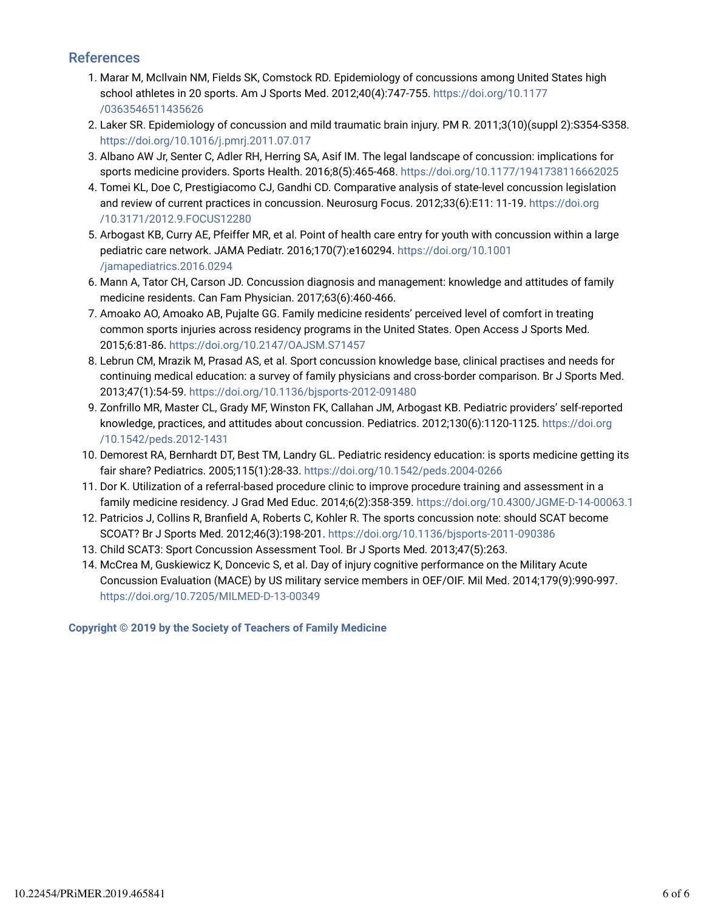## References

1. Marar M, McIlvain NM, Fields SK, Comstock RD. Epidemiology of concussions among United States high school athletes in 20 sports. Am J Sports Med. 2012;40(4):747-755. https://doi.org/10.1177/0363546511435626
2. Laker SR. Epidemiology of concussion and mild traumatic brain injury. PM R. 2011;3(10)(suppl 2):S354-S358. https://doi.org/10.1016/j.pmrj.2011.07.017
3. Albano AW Jr, Senter C, Adler RH, Herring SA, Asif IM. The legal landscape of concussion: implications for sports medicine providers. Sports Health. 2016;8(5):465-468. https://doi.org/10.1177/1941738116662025
4. Tomei KL, Doe C, Prestigiacomo CJ, Gandhi CD. Comparative analysis of state-level concussion legislation and review of current practices in concussion. Neurosurg Focus. 2012;33(6):E11: 11-19. https://doi.org/10.3171/2012.9.FOCUS12280
5. Arbogast KB, Curry AE, Pfeiffer MR, et al. Point of health care entry for youth with concussion within a large pediatric care network. JAMA Pediatr. 2016;170(7):e160294. https://doi.org/10.1001/jamapediatrics.2016.0294
6. Mann A, Tator CH, Carson JD. Concussion diagnosis and management: knowledge and attitudes of family medicine residents. Can Fam Physician. 2017;63(6):460-466.
7. Amoako AO, Amoako AB, Pujalte GG. Family medicine residents' perceived level of comfort in treating common sports injuries across residency programs in the United States. Open Access J Sports Med. 2015;6:81-86. https://doi.org/10.2147/OAJSM.S71457
8. Lebrun CM, Mrazik M, Prasad AS, et al. Sport concussion knowledge base, clinical practises and needs for continuing medical education: a survey of family physicians and cross-border comparison. Br J Sports Med. 2013;47(1):54-59. https://doi.org/10.1136/bjsports-2012-091480
9. Zonfrillo MR, Master CL, Grady MF, Winston FK, Callahan JM, Arbogast KB. Pediatric providers' self-reported knowledge, practices, and attitudes about concussion. Pediatrics. 2012;130(6):1120-1125. https://doi.org/10.1542/peds.2012-1431
10. Demorest RA, Bernhardt DT, Best TM, Landry GL. Pediatric residency education: is sports medicine getting its fair share? Pediatrics. 2005;115(1):28-33. https://doi.org/10.1542/peds.2004-0266
11. Dor K. Utilization of a referral-based procedure clinic to improve procedure training and assessment in a family medicine residency. J Grad Med Educ. 2014;6(2):358-359. https://doi.org/10.4300/JGME-D-14-00063.1
12. Patricios J, Collins R, Branfield A, Roberts C, Kohler R. The sports concussion note: should SCAT become SCOAT? Br J Sports Med. 2012;46(3):198-201. https://doi.org/10.1136/bjsports-2011-090386
13. Child SCAT3: Sport Concussion Assessment Tool. Br J Sports Med. 2013;47(5):263.
14. McCrea M, Guskiewicz K, Doncevic S, et al. Day of injury cognitive performance on the Military Acute Concussion Evaluation (MACE) by US military service members in OEF/OIF. Mil Med. 2014;179(9):990-997. https://doi.org/10.7205/MILMED-D-13-00349

**Copyright © 2019 by the Society of Teachers of Family Medicine**